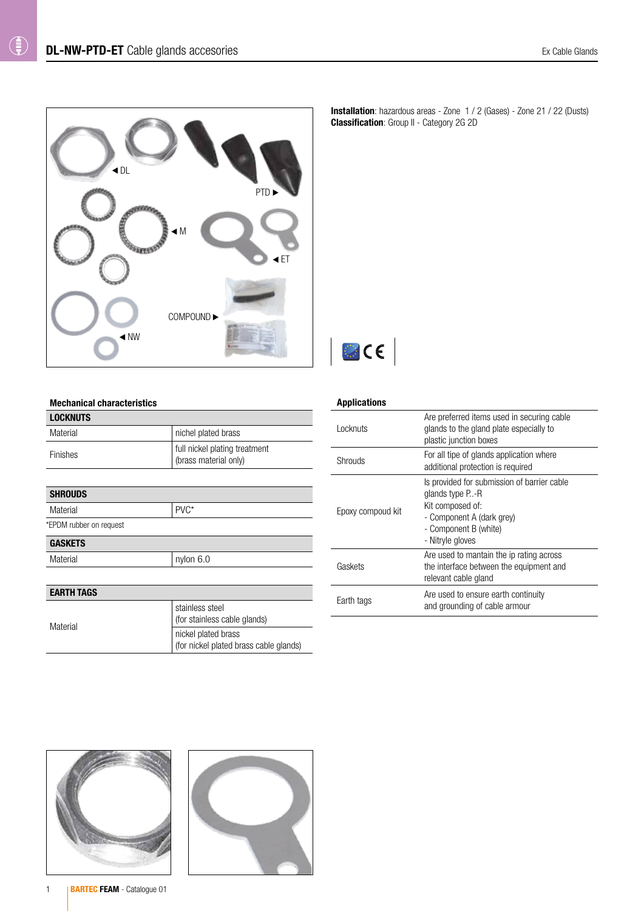# **DL-NW-PTD-ET** Cable glands accesories

**Installation**: hazardous areas - Zone 1 / 2 (Gases) - Zone 21 / 22 (Dusts)
**Classification**: Group II - Category 2G 2D

## Mechanical characteristics

| **LOCKNUTS** | |
|---|---|
| Material | nichel plated brass |
| Finishes | full nickel plating treatment (brass material only) |

| **SHROUDS** | |
|---|---|
| Material | PVC* |

*EPDM rubber on request

| **GASKETS** | |
|---|---|
| Material | nylon 6.0 |

| **EARTH TAGS** | |
|---|---|
| Material | stainless steel (for stainless cable glands) |
| | nickel plated brass (for nickel plated brass cable glands) |

## Applications

| | |
|---|---|
| Locknuts | Are preferred items used in securing cable glands to the gland plate especially to plastic junction boxes |
| Shrouds | For all tipe of glands application where additional protection is required |
| Epoxy compound kit | Is provided for submission of barrier cable glands type P..-R<br>Kit composed of:<br>- Component A (dark grey)<br>- Component B (white)<br>- Nitryle gloves |
| Gaskets | Are used to mantain the ip rating across the interface between the equipment and relevant cable gland |
| Earth tags | Are used to ensure earth continuity and grounding of cable armour |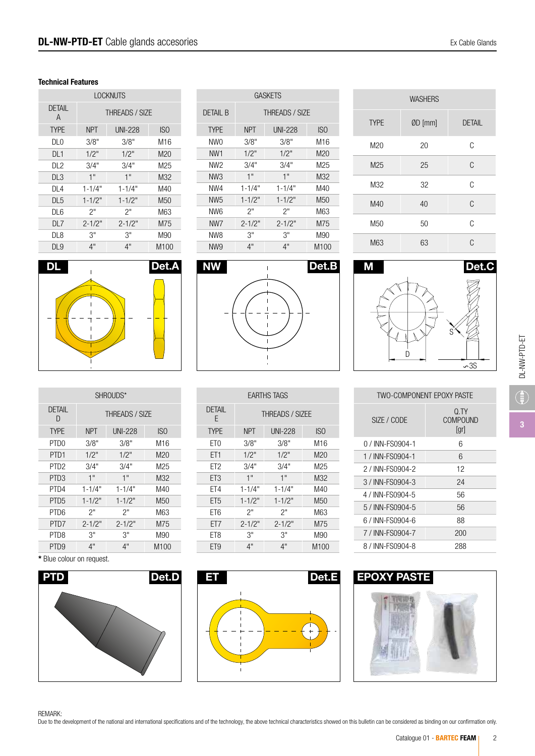# DL-NW-PTD-ET Cable glands accesories

### Technical Features

| LOCKNUTS | | | |
|---|---|---|---|
| DETAIL A | THREADS / SIZE | | |
| TYPE | NPT | UNI-228 | ISO |
| DL0 | 3/8" | 3/8" | M16 |
| DL1 | 1/2" | 1/2" | M20 |
| DL2 | 3/4" | 3/4" | M25 |
| DL3 | 1" | 1" | M32 |
| DL4 | 1-1/4" | 1-1/4" | M40 |
| DL5 | 1-1/2" | 1-1/2" | M50 |
| DL6 | 2" | 2" | M63 |
| DL7 | 2-1/2" | 2-1/2" | M75 |
| DL8 | 3" | 3" | M90 |
| DL9 | 4" | 4" | M100 |

DL — Det.A

| GASKETS | | | |
|---|---|---|---|
| DETAIL B | THREADS / SIZE | | |
| TYPE | NPT | UNI-228 | ISO |
| NW0 | 3/8" | 3/8" | M16 |
| NW1 | 1/2" | 1/2" | M20 |
| NW2 | 3/4" | 3/4" | M25 |
| NW3 | 1" | 1" | M32 |
| NW4 | 1-1/4" | 1-1/4" | M40 |
| NW5 | 1-1/2" | 1-1/2" | M50 |
| NW6 | 2" | 2" | M63 |
| NW7 | 2-1/2" | 2-1/2" | M75 |
| NW8 | 3" | 3" | M90 |
| NW9 | 4" | 4" | M100 |

NW — Det.B

| WASHERS | | |
|---|---|---|
| TYPE | ØD [mm] | DETAIL |
| M20 | 20 | C |
| M25 | 25 | C |
| M32 | 32 | C |
| M40 | 40 | C |
| M50 | 50 | C |
| M63 | 63 | C |

M — Det.C

D

S

~3S

| SHROUDS* | | | |
|---|---|---|---|
| DETAIL D | THREADS / SIZE | | |
| TYPE | NPT | UNI-228 | ISO |
| PTD0 | 3/8" | 3/8" | M16 |
| PTD1 | 1/2" | 1/2" | M20 |
| PTD2 | 3/4" | 3/4" | M25 |
| PTD3 | 1" | 1" | M32 |
| PTD4 | 1-1/4" | 1-1/4" | M40 |
| PTD5 | 1-1/2" | 1-1/2" | M50 |
| PTD6 | 2" | 2" | M63 |
| PTD7 | 2-1/2" | 2-1/2" | M75 |
| PTD8 | 3" | 3" | M90 |
| PTD9 | 4" | 4" | M100 |

* Blue colour on request.

PTD — Det.D

| EARTHS TAGS | | | |
|---|---|---|---|
| DETAIL E | THREADS / SIZEE | | |
| TYPE | NPT | UNI-228 | ISO |
| ET0 | 3/8" | 3/8" | M16 |
| ET1 | 1/2" | 1/2" | M20 |
| ET2 | 3/4" | 3/4" | M25 |
| ET3 | 1" | 1" | M32 |
| ET4 | 1-1/4" | 1-1/4" | M40 |
| ET5 | 1-1/2" | 1-1/2" | M50 |
| ET6 | 2" | 2" | M63 |
| ET7 | 2-1/2" | 2-1/2" | M75 |
| ET8 | 3" | 3" | M90 |
| ET9 | 4" | 4" | M100 |

ET — Det.E

| TWO-COMPONENT EPOXY PASTE | |
|---|---|
| SIZE / CODE | Q.TY COMPOUND [gr] |
| 0 / INN-FS0904-1 | 6 |
| 1 / INN-FS0904-1 | 6 |
| 2 / INN-FS0904-2 | 12 |
| 3 / INN-FS0904-3 | 24 |
| 4 / INN-FS0904-5 | 56 |
| 5 / INN-FS0904-5 | 56 |
| 6 / INN-FS0904-6 | 88 |
| 7 / INN-FS0904-7 | 200 |
| 8 / INN-FS0904-8 | 288 |

EPOXY PASTE

REMARK:
Due to the development of the national and international specifications and of the technology, the above technical characteristics showed on this bulletin can be considered as binding on our confirmation only.